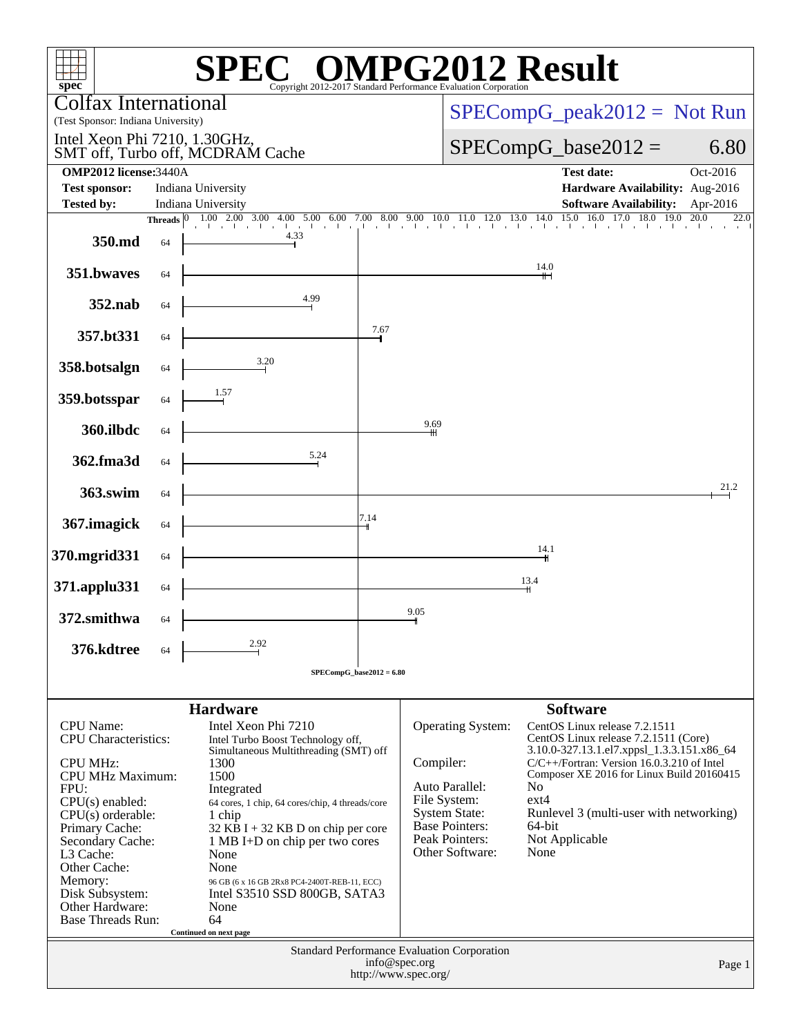# SPEC OMPG2012 Result

Copyright 2012-2017 Standard Performance Evaluation Corporation

**Colfax International**
(Test Sponsor: Indiana University)

Intel Xeon Phi 7210, 1.30GHz, SMT off, Turbo off, MCDRAM Cache

SPECompG_peak2012 = Not Run

SPECompG_base2012 = 6.80

| | | | |
|---|---|---|---|
| **OMP2012 license:** | 3440A | **Test date:** | Oct-2016 |
| **Test sponsor:** | Indiana University | **Hardware Availability:** | Aug-2016 |
| **Tested by:** | Indiana University | **Software Availability:** | Apr-2016 |

| Benchmark | Threads | Base Ratio |
|---|---|---|
| 350.md | 64 | 4.33 |
| 351.bwaves | 64 | 14.0 |
| 352.nab | 64 | 4.99 |
| 357.bt331 | 64 | 7.67 |
| 358.botsalgn | 64 | 3.20 |
| 359.botsspar | 64 | 1.57 |
| 360.ilbdc | 64 | 9.69 |
| 362.fma3d | 64 | 5.24 |
| 363.swim | 64 | 21.2 |
| 367.imagick | 64 | 7.14 |
| 370.mgrid331 | 64 | 14.1 |
| 371.applu331 | 64 | 13.4 |
| 372.smithwa | 64 | 9.05 |
| 376.kdtree | 64 | 2.92 |

SPECompG_base2012 = 6.80

## Hardware

| | |
|---|---|
| CPU Name: | Intel Xeon Phi 7210 |
| CPU Characteristics: | Intel Turbo Boost Technology off, Simultaneous Multithreading (SMT) off |
| CPU MHz: | 1300 |
| CPU MHz Maximum: | 1500 |
| FPU: | Integrated |
| CPU(s) enabled: | 64 cores, 1 chip, 64 cores/chip, 4 threads/core |
| CPU(s) orderable: | 1 chip |
| Primary Cache: | 32 KB I + 32 KB D on chip per core |
| Secondary Cache: | 1 MB I+D on chip per two cores |
| L3 Cache: | None |
| Other Cache: | None |
| Memory: | 96 GB (6 x 16 GB 2Rx8 PC4-2400T-REB-11, ECC) |
| Disk Subsystem: | Intel S3510 SSD 800GB, SATA3 |
| Other Hardware: | None |
| Base Threads Run: | 64 |

Continued on next page

## Software

| | |
|---|---|
| Operating System: | CentOS Linux release 7.2.1511 CentOS Linux release 7.2.1511 (Core) 3.10.0-327.13.1.el7.xppsl_1.3.3.151.x86_64 |
| Compiler: | C/C++/Fortran: Version 16.0.3.210 of Intel Composer XE 2016 for Linux Build 20160415 |
| Auto Parallel: | No |
| File System: | ext4 |
| System State: | Runlevel 3 (multi-user with networking) |
| Base Pointers: | 64-bit |
| Peak Pointers: | Not Applicable |
| Other Software: | None |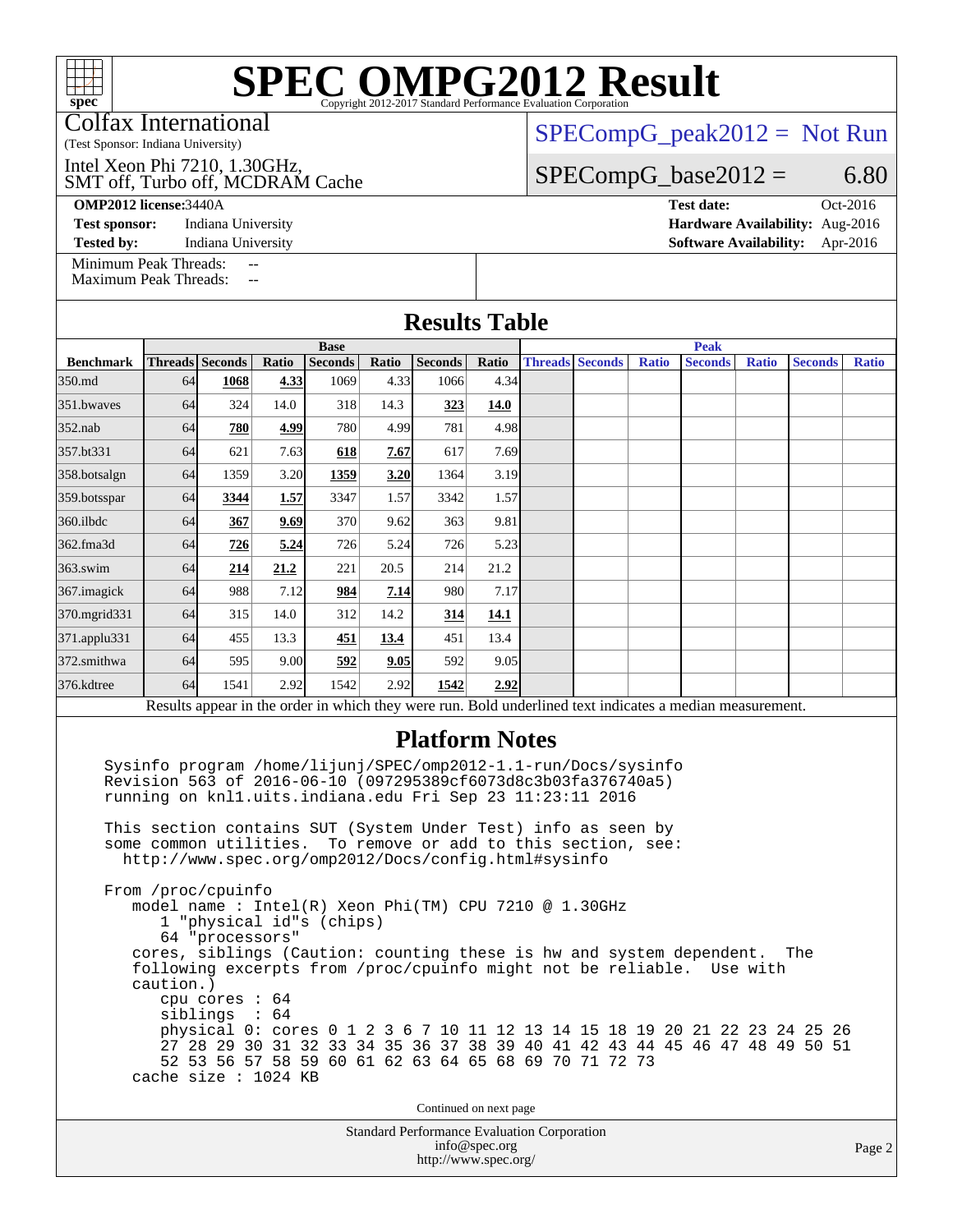# SPEC OMPG2012 Result

Copyright 2012-2017 Standard Performance Evaluation Corporation

Colfax International

(Test Sponsor: Indiana University)

Intel Xeon Phi 7210, 1.30GHz, SMT off, Turbo off, MCDRAM Cache

SPECompG_peak2012 = Not Run

SPECompG_base2012 = 6.80

**OMP2012 license:** 3440A
**Test sponsor:** Indiana University
**Tested by:** Indiana University

**Test date:** Oct-2016
**Hardware Availability:** Aug-2016
**Software Availability:** Apr-2016

Minimum Peak Threads: --
Maximum Peak Threads: --

## Results Table

| Benchmark | Base | | | | | | | Peak | | | | | | |
|---|---|---|---|---|---|---|---|---|---|---|---|---|---|---|
| | Threads | Seconds | Ratio | Seconds | Ratio | Seconds | Ratio | Threads | Seconds | Ratio | Seconds | Ratio | Seconds | Ratio |
| 350.md | 64 | **1068** | **4.33** | 1069 | 4.33 | 1066 | 4.34 | | | | | | | |
| 351.bwaves | 64 | 324 | 14.0 | 318 | 14.3 | **323** | **14.0** | | | | | | | |
| 352.nab | 64 | **780** | **4.99** | 780 | 4.99 | 781 | 4.98 | | | | | | | |
| 357.bt331 | 64 | 621 | 7.63 | **618** | **7.67** | 617 | 7.69 | | | | | | | |
| 358.botsalgn | 64 | 1359 | 3.20 | **1359** | **3.20** | 1364 | 3.19 | | | | | | | |
| 359.botsspar | 64 | **3344** | **1.57** | 3347 | 1.57 | 3342 | 1.57 | | | | | | | |
| 360.ilbdc | 64 | **367** | **9.69** | 370 | 9.62 | 363 | 9.81 | | | | | | | |
| 362.fma3d | 64 | **726** | **5.24** | 726 | 5.24 | 726 | 5.23 | | | | | | | |
| 363.swim | 64 | **214** | **21.2** | 221 | 20.5 | 214 | 21.2 | | | | | | | |
| 367.imagick | 64 | 988 | 7.12 | **984** | **7.14** | 980 | 7.17 | | | | | | | |
| 370.mgrid331 | 64 | 315 | 14.0 | 312 | 14.2 | **314** | **14.1** | | | | | | | |
| 371.applu331 | 64 | 455 | 13.3 | **451** | **13.4** | 451 | 13.4 | | | | | | | |
| 372.smithwa | 64 | 595 | 9.00 | **592** | **9.05** | 592 | 9.05 | | | | | | | |
| 376.kdtree | 64 | 1541 | 2.92 | 1542 | 2.92 | **1542** | **2.92** | | | | | | | |

Results appear in the order in which they were run. Bold underlined text indicates a median measurement.

## Platform Notes

```
Sysinfo program /home/lijunj/SPEC/omp2012-1.1-run/Docs/sysinfo
Revision 563 of 2016-06-10 (097295389cf6073d8c3b03fa376740a5)
running on knl1.uits.indiana.edu Fri Sep 23 11:23:11 2016

This section contains SUT (System Under Test) info as seen by
some common utilities.  To remove or add to this section, see:
  http://www.spec.org/omp2012/Docs/config.html#sysinfo

From /proc/cpuinfo
   model name : Intel(R) Xeon Phi(TM) CPU 7210 @ 1.30GHz
      1 "physical id"s (chips)
      64 "processors"
   cores, siblings (Caution: counting these is hw and system dependent.  The
   following excerpts from /proc/cpuinfo might not be reliable.  Use with
   caution.)
      cpu cores : 64
      siblings  : 64
      physical 0: cores 0 1 2 3 6 7 10 11 12 13 14 15 18 19 20 21 22 23 24 25 26
      27 28 29 30 31 32 33 34 35 36 37 38 39 40 41 42 43 44 45 46 47 48 49 50 51
      52 53 56 57 58 59 60 61 62 63 64 65 68 69 70 71 72 73
   cache size : 1024 KB
```

Continued on next page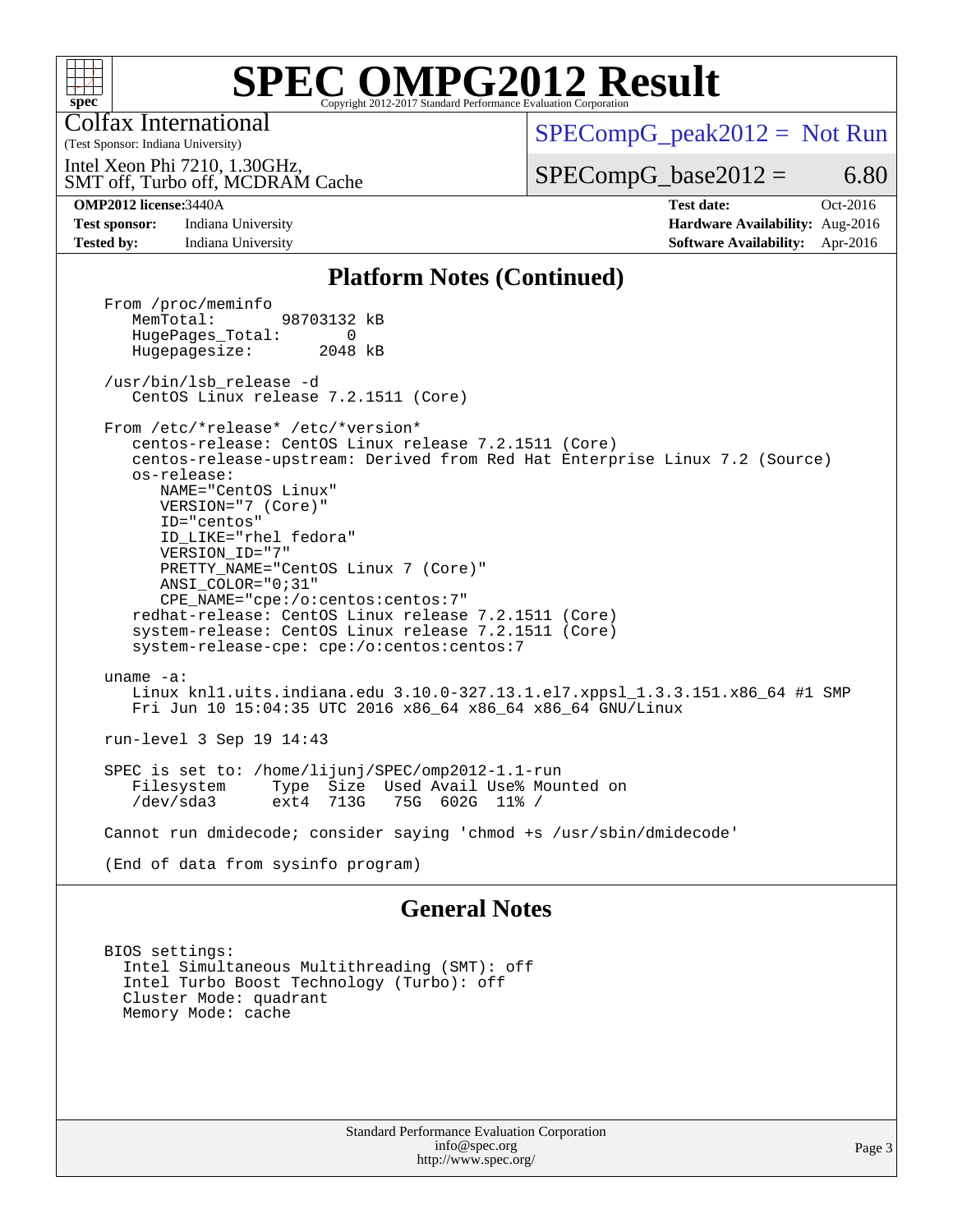## Platform Notes (Continued)

```
From /proc/meminfo
   MemTotal:       98703132 kB
   HugePages_Total:       0
   Hugepagesize:       2048 kB

/usr/bin/lsb_release -d
   CentOS Linux release 7.2.1511 (Core)

From /etc/*release* /etc/*version*
   centos-release: CentOS Linux release 7.2.1511 (Core)
   centos-release-upstream: Derived from Red Hat Enterprise Linux 7.2 (Source)
   os-release:
      NAME="CentOS Linux"
      VERSION="7 (Core)"
      ID="centos"
      ID_LIKE="rhel fedora"
      VERSION_ID="7"
      PRETTY_NAME="CentOS Linux 7 (Core)"
      ANSI_COLOR="0;31"
      CPE_NAME="cpe:/o:centos:centos:7"
   redhat-release: CentOS Linux release 7.2.1511 (Core)
   system-release: CentOS Linux release 7.2.1511 (Core)
   system-release-cpe: cpe:/o:centos:centos:7

uname -a:
   Linux knl1.uits.indiana.edu 3.10.0-327.13.1.el7.xppsl_1.3.3.151.x86_64 #1 SMP
   Fri Jun 10 15:04:35 UTC 2016 x86_64 x86_64 x86_64 GNU/Linux

run-level 3 Sep 19 14:43

SPEC is set to: /home/lijunj/SPEC/omp2012-1.1-run
   Filesystem     Type  Size  Used Avail Use% Mounted on
   /dev/sda3      ext4  713G   75G  602G  11% /

Cannot run dmidecode; consider saying 'chmod +s /usr/sbin/dmidecode'

(End of data from sysinfo program)
```

## General Notes

```
BIOS settings:
  Intel Simultaneous Multithreading (SMT): off
  Intel Turbo Boost Technology (Turbo): off
  Cluster Mode: quadrant
  Memory Mode: cache
```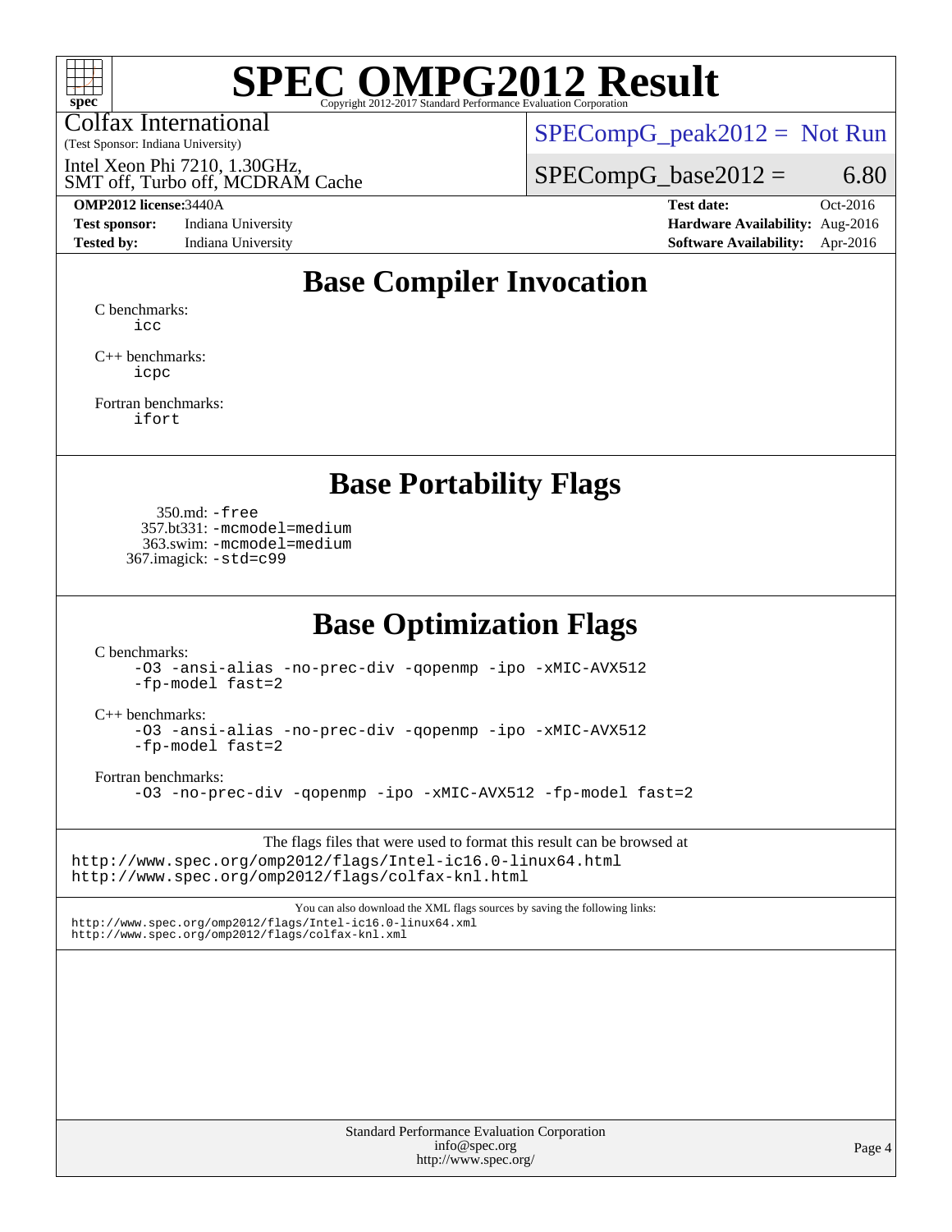# SPEC OMPG2012 Result

Copyright 2012-2017 Standard Performance Evaluation Corporation

Colfax International
(Test Sponsor: Indiana University)

Intel Xeon Phi 7210, 1.30GHz,
SMT off, Turbo off, MCDRAM Cache

SPECompG_peak2012 = Not Run

SPECompG_base2012 = 6.80

**OMP2012 license:** 3440A
**Test sponsor:** Indiana University
**Tested by:** Indiana University

**Test date:** Oct-2016
**Hardware Availability:** Aug-2016
**Software Availability:** Apr-2016

## Base Compiler Invocation

C benchmarks:
`icc`

C++ benchmarks:
`icpc`

Fortran benchmarks:
`ifort`

## Base Portability Flags

350.md: `-free`
357.bt331: `-mcmodel=medium`
363.swim: `-mcmodel=medium`
367.imagick: `-std=c99`

## Base Optimization Flags

C benchmarks:
`-O3 -ansi-alias -no-prec-div -qopenmp -ipo -xMIC-AVX512 -fp-model fast=2`

C++ benchmarks:
`-O3 -ansi-alias -no-prec-div -qopenmp -ipo -xMIC-AVX512 -fp-model fast=2`

Fortran benchmarks:
`-O3 -no-prec-div -qopenmp -ipo -xMIC-AVX512 -fp-model fast=2`

The flags files that were used to format this result can be browsed at
http://www.spec.org/omp2012/flags/Intel-ic16.0-linux64.html
http://www.spec.org/omp2012/flags/colfax-knl.html

You can also download the XML flags sources by saving the following links:
http://www.spec.org/omp2012/flags/Intel-ic16.0-linux64.xml
http://www.spec.org/omp2012/flags/colfax-knl.xml

Standard Performance Evaluation Corporation
info@spec.org
http://www.spec.org/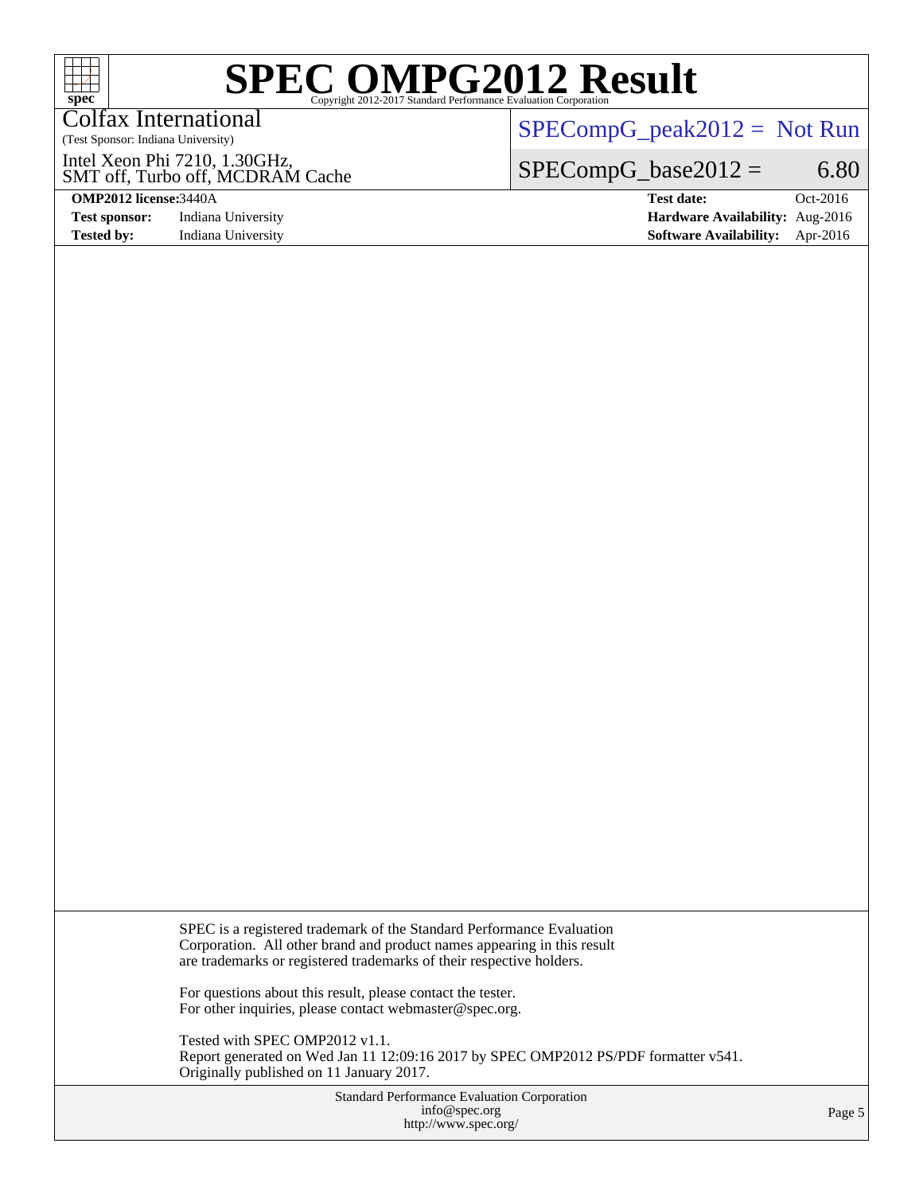SPEC is a registered trademark of the Standard Performance Evaluation Corporation. All other brand and product names appearing in this result are trademarks or registered trademarks of their respective holders.

For questions about this result, please contact the tester.
For other inquiries, please contact webmaster@spec.org.

Tested with SPEC OMP2012 v1.1.
Report generated on Wed Jan 11 12:09:16 2017 by SPEC OMP2012 PS/PDF formatter v541.
Originally published on 11 January 2017.